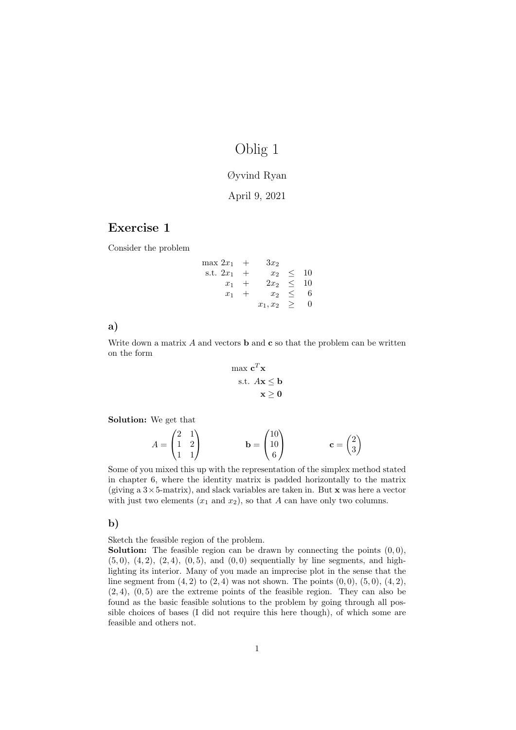# Oblig 1

Øyvind Ryan

April 9, 2021

## Exercise 1

Consider the problem

$$
\begin{array}{rcrcr}
\max\ 2x_1 & + & 3x_2 & & \\
\text{s.t. } 2x_1 & + & x_2 & \leq & 10 \\
x_1 & + & 2x_2 & \leq & 10 \\
x_1 & + & x_2 & \leq & 6 \\
 & & x_1, x_2 & \geq & 0
\end{array}
$$

### a)

Write down a matrix $A$ and vectors $\mathbf{b}$ and $\mathbf{c}$ so that the problem can be written on the form

$$
\begin{aligned}
\max\ & \mathbf{c}^T\mathbf{x} \\
\text{s.t. } & A\mathbf{x} \leq \mathbf{b} \\
& \mathbf{x} \geq \mathbf{0}
\end{aligned}
$$

**Solution:** We get that

$$
A = \begin{pmatrix} 2 & 1 \\ 1 & 2 \\ 1 & 1 \end{pmatrix} \qquad \mathbf{b} = \begin{pmatrix} 10 \\ 10 \\ 6 \end{pmatrix} \qquad \mathbf{c} = \begin{pmatrix} 2 \\ 3 \end{pmatrix}
$$

Some of you mixed this up with the representation of the simplex method stated in chapter 6, where the identity matrix is padded horizontally to the matrix (giving a $3 \times 5$-matrix), and slack variables are taken in. But $\mathbf{x}$ was here a vector with just two elements ($x_1$ and $x_2$), so that $A$ can have only two columns.

### b)

Sketch the feasible region of the problem.

**Solution:** The feasible region can be drawn by connecting the points $(0,0)$, $(5,0)$, $(4,2)$, $(2,4)$, $(0,5)$, and $(0,0)$ sequentially by line segments, and highlighting its interior. Many of you made an imprecise plot in the sense that the line segment from $(4,2)$ to $(2,4)$ was not shown. The points $(0,0)$, $(5,0)$, $(4,2)$, $(2,4)$, $(0,5)$ are the extreme points of the feasible region. They can also be found as the basic feasible solutions to the problem by going through all possible choices of bases (I did not require this here though), of which some are feasible and others not.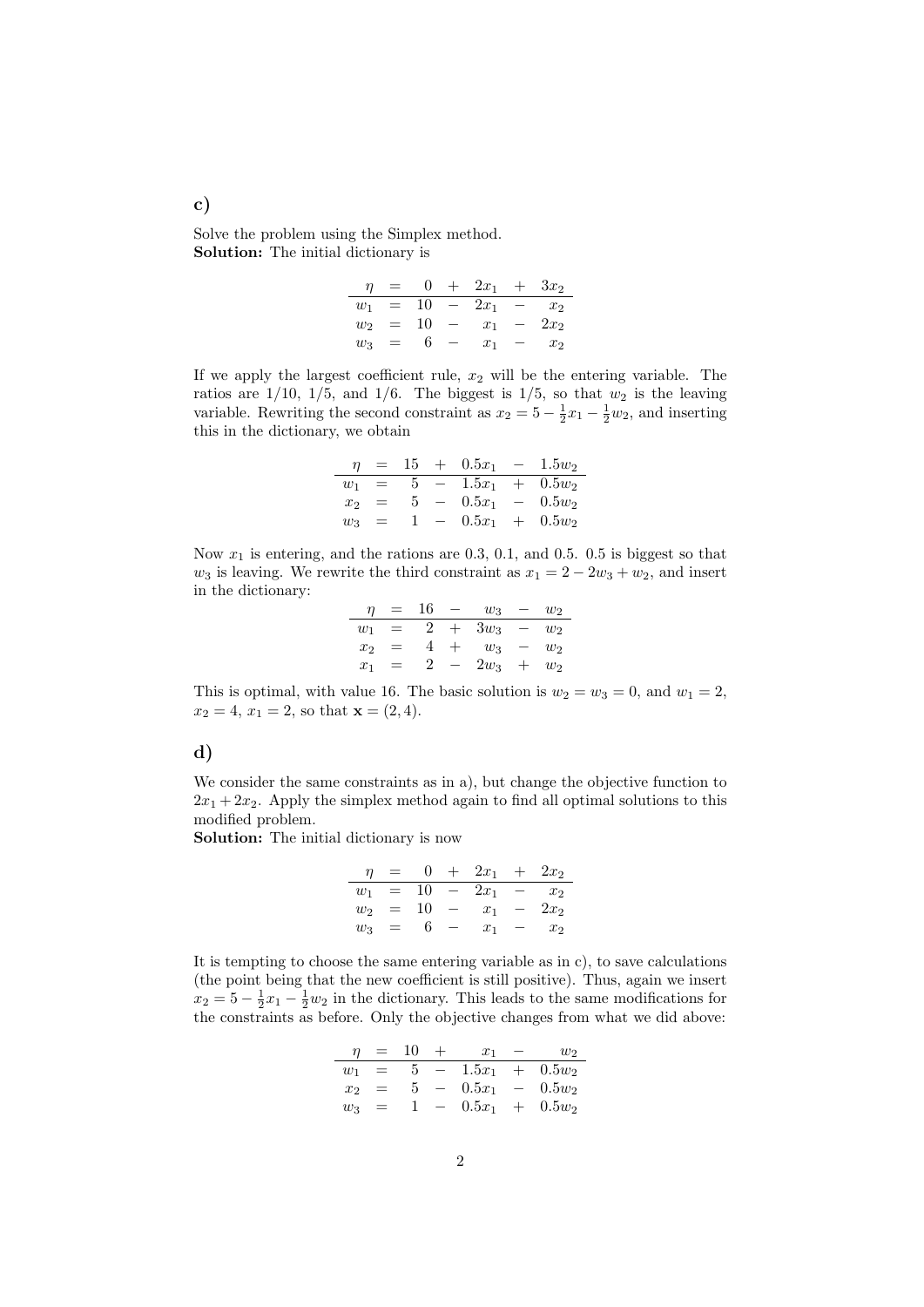## c)

Solve the problem using the Simplex method.
**Solution:** The initial dictionary is

$$
\begin{array}{rcrcrcr}
\eta & = & 0 & + & 2x_1 & + & 3x_2 \\
\hline
w_1 & = & 10 & - & 2x_1 & - & x_2 \\
w_2 & = & 10 & - & x_1 & - & 2x_2 \\
w_3 & = & 6 & - & x_1 & - & x_2
\end{array}
$$

If we apply the largest coefficient rule, $x_2$ will be the entering variable. The ratios are $1/10$, $1/5$, and $1/6$. The biggest is $1/5$, so that $w_2$ is the leaving variable. Rewriting the second constraint as $x_2 = 5 - \frac{1}{2}x_1 - \frac{1}{2}w_2$, and inserting this in the dictionary, we obtain

$$
\begin{array}{rcrcrcr}
\eta & = & 15 & + & 0.5x_1 & - & 1.5w_2 \\
\hline
w_1 & = & 5 & - & 1.5x_1 & + & 0.5w_2 \\
x_2 & = & 5 & - & 0.5x_1 & - & 0.5w_2 \\
w_3 & = & 1 & - & 0.5x_1 & + & 0.5w_2
\end{array}
$$

Now $x_1$ is entering, and the rations are 0.3, 0.1, and 0.5. 0.5 is biggest so that $w_3$ is leaving. We rewrite the third constraint as $x_1 = 2 - 2w_3 + w_2$, and insert in the dictionary:

$$
\begin{array}{rcrcrcr}
\eta & = & 16 & - & w_3 & - & w_2 \\
\hline
w_1 & = & 2 & + & 3w_3 & - & w_2 \\
x_2 & = & 4 & + & w_3 & - & w_2 \\
x_1 & = & 2 & - & 2w_3 & + & w_2
\end{array}
$$

This is optimal, with value 16. The basic solution is $w_2 = w_3 = 0$, and $w_1 = 2$, $x_2 = 4$, $x_1 = 2$, so that $\mathbf{x} = (2, 4)$.

## d)

We consider the same constraints as in a), but change the objective function to $2x_1 + 2x_2$. Apply the simplex method again to find all optimal solutions to this modified problem.
**Solution:** The initial dictionary is now

$$
\begin{array}{rcrcrcr}
\eta & = & 0 & + & 2x_1 & + & 2x_2 \\
\hline
w_1 & = & 10 & - & 2x_1 & - & x_2 \\
w_2 & = & 10 & - & x_1 & - & 2x_2 \\
w_3 & = & 6 & - & x_1 & - & x_2
\end{array}
$$

It is tempting to choose the same entering variable as in c), to save calculations (the point being that the new coefficient is still positive). Thus, again we insert $x_2 = 5 - \frac{1}{2}x_1 - \frac{1}{2}w_2$ in the dictionary. This leads to the same modifications for the constraints as before. Only the objective changes from what we did above:

$$
\begin{array}{rcrcrcr}
\eta & = & 10 & + & x_1 & - & w_2 \\
\hline
w_1 & = & 5 & - & 1.5x_1 & + & 0.5w_2 \\
x_2 & = & 5 & - & 0.5x_1 & - & 0.5w_2 \\
w_3 & = & 1 & - & 0.5x_1 & + & 0.5w_2
\end{array}
$$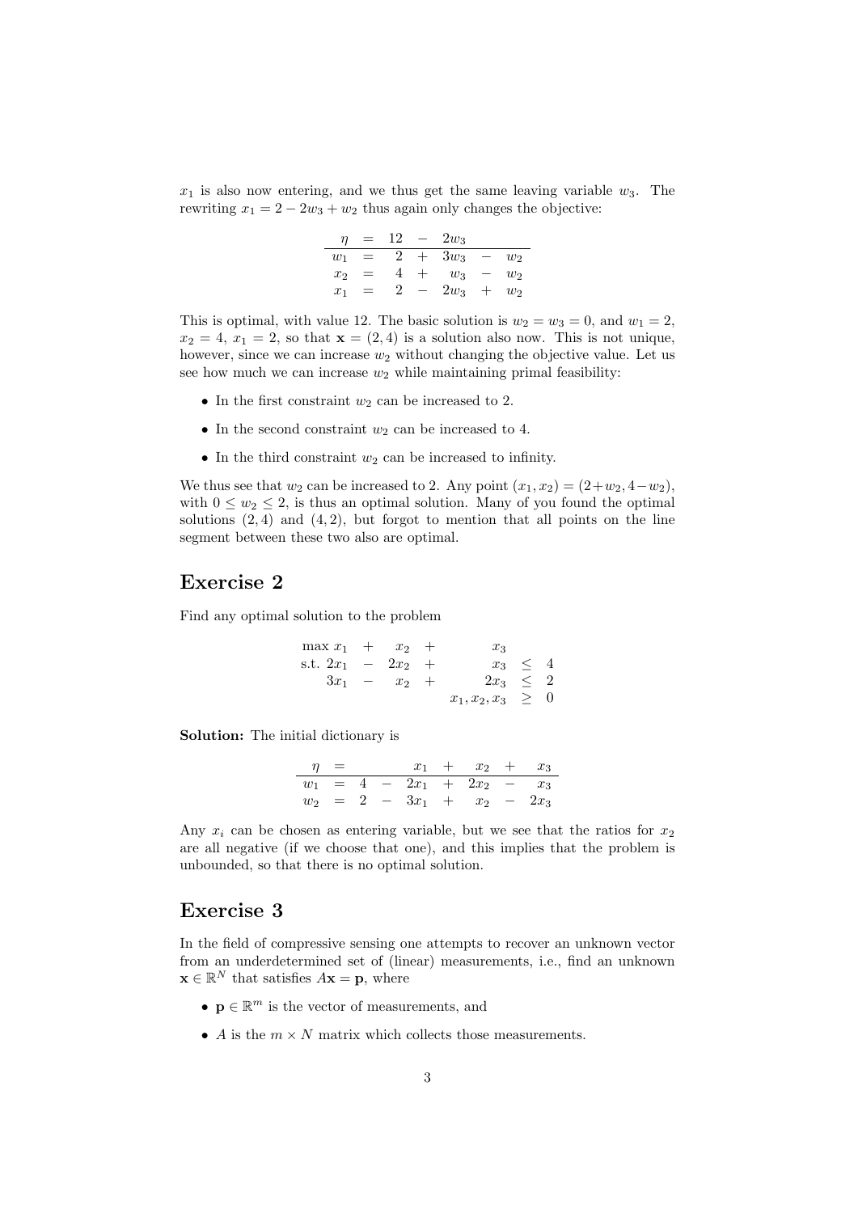$x_1$ is also now entering, and we thus get the same leaving variable $w_3$. The rewriting $x_1 = 2 - 2w_3 + w_2$ thus again only changes the objective:

$$
\begin{array}{rcrcrcr}
\eta & = & 12 & - & 2w_3 & & \\
\hline
w_1 & = & 2 & + & 3w_3 & - & w_2 \\
x_2 & = & 4 & + & w_3 & - & w_2 \\
x_1 & = & 2 & - & 2w_3 & + & w_2
\end{array}
$$

This is optimal, with value 12. The basic solution is $w_2 = w_3 = 0$, and $w_1 = 2$, $x_2 = 4$, $x_1 = 2$, so that $\mathbf{x} = (2, 4)$ is a solution also now. This is not unique, however, since we can increase $w_2$ without changing the objective value. Let us see how much we can increase $w_2$ while maintaining primal feasibility:

- In the first constraint $w_2$ can be increased to 2.
- In the second constraint $w_2$ can be increased to 4.
- In the third constraint $w_2$ can be increased to infinity.

We thus see that $w_2$ can be increased to 2. Any point $(x_1, x_2) = (2+w_2, 4-w_2)$, with $0 \leq w_2 \leq 2$, is thus an optimal solution. Many of you found the optimal solutions $(2, 4)$ and $(4, 2)$, but forgot to mention that all points on the line segment between these two also are optimal.

## Exercise 2

Find any optimal solution to the problem

$$
\begin{array}{rrcrcrcr}
\max & x_1 & + & x_2 & + & x_3 & & \\
\text{s.t.} & 2x_1 & - & 2x_2 & + & x_3 & \leq & 4 \\
 & 3x_1 & - & x_2 & + & 2x_3 & \leq & 2 \\
 & & & & & x_1, x_2, x_3 & \geq & 0
\end{array}
$$

**Solution:** The initial dictionary is

$$
\begin{array}{rcrcrcrcr}
\eta & = & & & x_1 & + & x_2 & + & x_3 \\
\hline
w_1 & = & 4 & - & 2x_1 & + & 2x_2 & - & x_3 \\
w_2 & = & 2 & - & 3x_1 & + & x_2 & - & 2x_3
\end{array}
$$

Any $x_i$ can be chosen as entering variable, but we see that the ratios for $x_2$ are all negative (if we choose that one), and this implies that the problem is unbounded, so that there is no optimal solution.

## Exercise 3

In the field of compressive sensing one attempts to recover an unknown vector from an underdetermined set of (linear) measurements, i.e., find an unknown $\mathbf{x} \in \mathbb{R}^N$ that satisfies $A\mathbf{x} = \mathbf{p}$, where

- $\mathbf{p} \in \mathbb{R}^m$ is the vector of measurements, and
- $A$ is the $m \times N$ matrix which collects those measurements.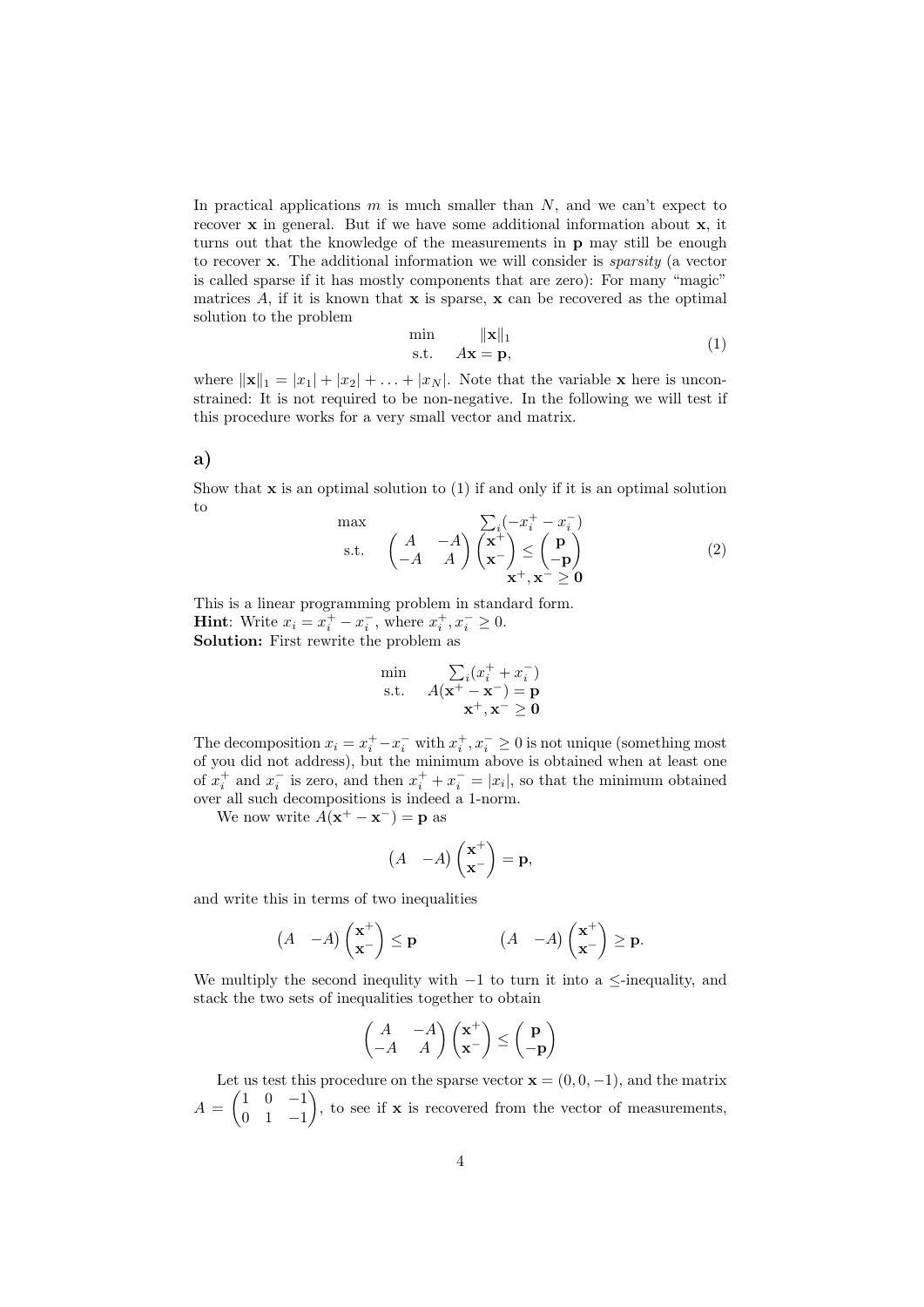In practical applications $m$ is much smaller than $N$, and we can't expect to recover $\mathbf{x}$ in general. But if we have some additional information about $\mathbf{x}$, it turns out that the knowledge of the measurements in $\mathbf{p}$ may still be enough to recover $\mathbf{x}$. The additional information we will consider is *sparsity* (a vector is called sparse if it has mostly components that are zero): For many "magic" matrices $A$, if it is known that $\mathbf{x}$ is sparse, $\mathbf{x}$ can be recovered as the optimal solution to the problem

$$\begin{array}{ll} \min & \|\mathbf{x}\|_1 \\ \text{s.t.} & A\mathbf{x} = \mathbf{p}, \end{array} \tag{1}$$

where $\|\mathbf{x}\|_1 = |x_1| + |x_2| + \ldots + |x_N|$. Note that the variable $\mathbf{x}$ here is unconstrained: It is not required to be non-negative. In the following we will test if this procedure works for a very small vector and matrix.

## a)

Show that $\mathbf{x}$ is an optimal solution to (1) if and only if it is an optimal solution to

$$\begin{array}{ll} \max & \sum_i(-x_i^+ - x_i^-) \\ \text{s.t.} & \begin{pmatrix} A & -A \\ -A & A \end{pmatrix} \begin{pmatrix} \mathbf{x}^+ \\ \mathbf{x}^- \end{pmatrix} \leq \begin{pmatrix} \mathbf{p} \\ -\mathbf{p} \end{pmatrix} \\ & \mathbf{x}^+, \mathbf{x}^- \geq \mathbf{0} \end{array} \tag{2}$$

This is a linear programming problem in standard form.
**Hint**: Write $x_i = x_i^+ - x_i^-$, where $x_i^+, x_i^- \geq 0$.
**Solution:** First rewrite the problem as

$$\begin{array}{ll} \min & \sum_i(x_i^+ + x_i^-) \\ \text{s.t.} & A(\mathbf{x}^+ - \mathbf{x}^-) = \mathbf{p} \\ & \mathbf{x}^+, \mathbf{x}^- \geq \mathbf{0} \end{array}$$

The decomposition $x_i = x_i^+ - x_i^-$ with $x_i^+, x_i^- \geq 0$ is not unique (something most of you did not address), but the minimum above is obtained when at least one of $x_i^+$ and $x_i^-$ is zero, and then $x_i^+ + x_i^- = |x_i|$, so that the minimum obtained over all such decompositions is indeed a 1-norm.

We now write $A(\mathbf{x}^+ - \mathbf{x}^-) = \mathbf{p}$ as

$$\begin{pmatrix} A & -A \end{pmatrix} \begin{pmatrix} \mathbf{x}^+ \\ \mathbf{x}^- \end{pmatrix} = \mathbf{p},$$

and write this in terms of two inequalities

$$\begin{pmatrix} A & -A \end{pmatrix} \begin{pmatrix} \mathbf{x}^+ \\ \mathbf{x}^- \end{pmatrix} \leq \mathbf{p} \qquad\qquad \begin{pmatrix} A & -A \end{pmatrix} \begin{pmatrix} \mathbf{x}^+ \\ \mathbf{x}^- \end{pmatrix} \geq \mathbf{p}.$$

We multiply the second inequlity with $-1$ to turn it into a $\leq$-inequality, and stack the two sets of inequalities together to obtain

$$\begin{pmatrix} A & -A \\ -A & A \end{pmatrix} \begin{pmatrix} \mathbf{x}^+ \\ \mathbf{x}^- \end{pmatrix} \leq \begin{pmatrix} \mathbf{p} \\ -\mathbf{p} \end{pmatrix}$$

Let us test this procedure on the sparse vector $\mathbf{x} = (0, 0, -1)$, and the matrix $A = \begin{pmatrix} 1 & 0 & -1 \\ 0 & 1 & -1 \end{pmatrix}$, to see if $\mathbf{x}$ is recovered from the vector of measurements,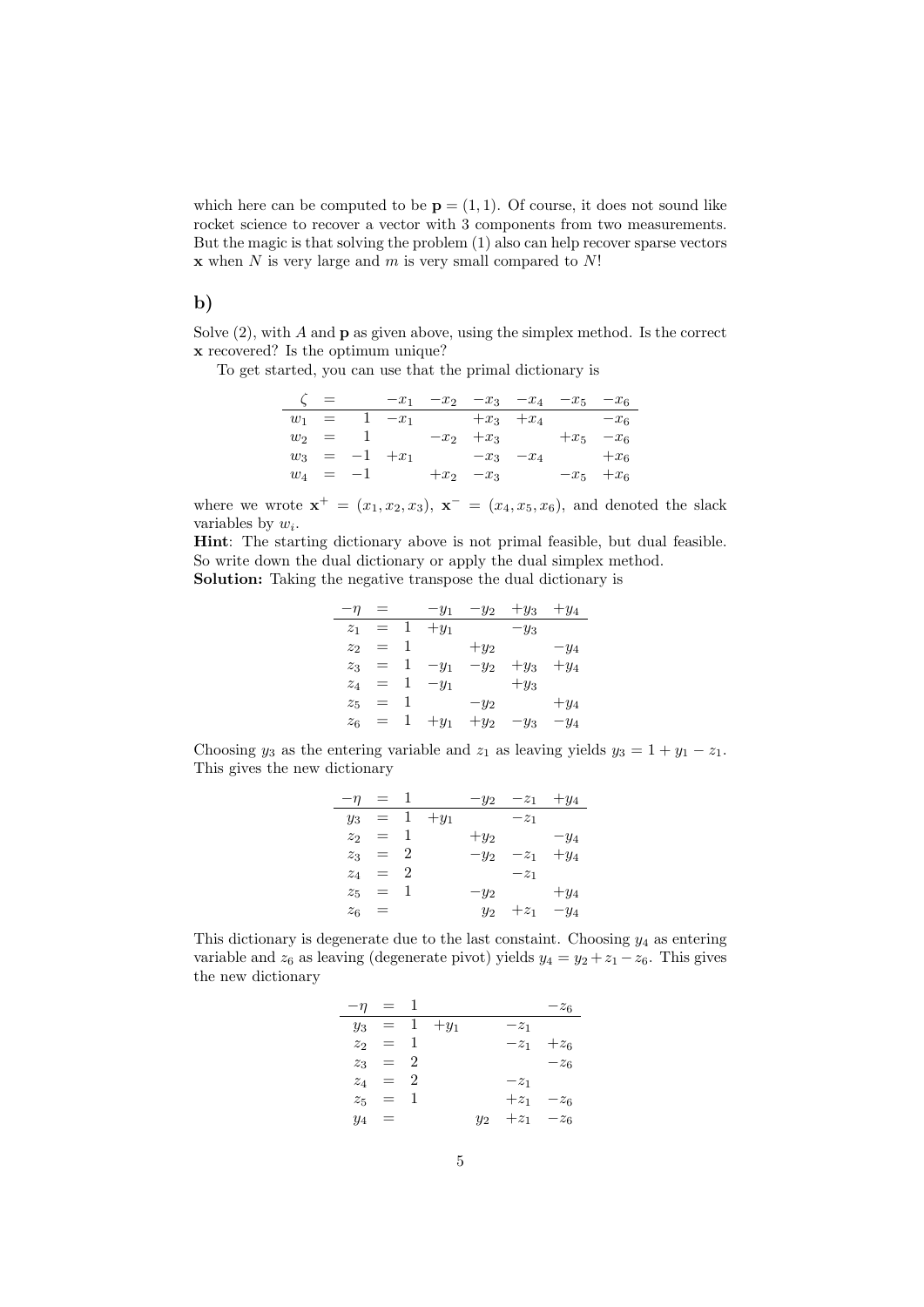which here can be computed to be $\mathbf{p} = (1, 1)$. Of course, it does not sound like rocket science to recover a vector with 3 components from two measurements. But the magic is that solving the problem (1) also can help recover sparse vectors $\mathbf{x}$ when $N$ is very large and $m$ is very small compared to $N$!

## b)

Solve (2), with $A$ and $\mathbf{p}$ as given above, using the simplex method. Is the correct $\mathbf{x}$ recovered? Is the optimum unique?

To get started, you can use that the primal dictionary is

$$
\begin{array}{rclrrrrrr}
\zeta & = & & -x_1 & -x_2 & -x_3 & -x_4 & -x_5 & -x_6 \\
\hline
w_1 & = & 1 & -x_1 & & +x_3 & +x_4 & & -x_6 \\
w_2 & = & 1 & & -x_2 & +x_3 & & +x_5 & -x_6 \\
w_3 & = & -1 & +x_1 & & -x_3 & -x_4 & & +x_6 \\
w_4 & = & -1 & & +x_2 & -x_3 & & -x_5 & +x_6
\end{array}
$$

where we wrote $\mathbf{x}^+ = (x_1, x_2, x_3)$, $\mathbf{x}^- = (x_4, x_5, x_6)$, and denoted the slack variables by $w_i$.

**Hint**: The starting dictionary above is not primal feasible, but dual feasible. So write down the dual dictionary or apply the dual simplex method.

**Solution:** Taking the negative transpose the dual dictionary is

$$
\begin{array}{rclrrrr}
-\eta & = & & -y_1 & -y_2 & +y_3 & +y_4 \\
\hline
z_1 & = & 1 & +y_1 & & -y_3 & \\
z_2 & = & 1 & & +y_2 & & -y_4 \\
z_3 & = & 1 & -y_1 & -y_2 & +y_3 & +y_4 \\
z_4 & = & 1 & -y_1 & & +y_3 & \\
z_5 & = & 1 & & -y_2 & & +y_4 \\
z_6 & = & 1 & +y_1 & +y_2 & -y_3 & -y_4
\end{array}
$$

Choosing $y_3$ as the entering variable and $z_1$ as leaving yields $y_3 = 1 + y_1 - z_1$. This gives the new dictionary

$$
\begin{array}{rclrrrr}
-\eta & = & 1 & & -y_2 & -z_1 & +y_4 \\
\hline
y_3 & = & 1 & +y_1 & & -z_1 & \\
z_2 & = & 1 & & +y_2 & & -y_4 \\
z_3 & = & 2 & & -y_2 & -z_1 & +y_4 \\
z_4 & = & 2 & & & -z_1 & \\
z_5 & = & 1 & & -y_2 & & +y_4 \\
z_6 & = & & & y_2 & +z_1 & -y_4
\end{array}
$$

This dictionary is degenerate due to the last constaint. Choosing $y_4$ as entering variable and $z_6$ as leaving (degenerate pivot) yields $y_4 = y_2 + z_1 - z_6$. This gives the new dictionary

$$
\begin{array}{rclrrrr}
-\eta & = & 1 & & & & -z_6 \\
\hline
y_3 & = & 1 & +y_1 & & -z_1 & \\
z_2 & = & 1 & & & -z_1 & +z_6 \\
z_3 & = & 2 & & & & -z_6 \\
z_4 & = & 2 & & & -z_1 & \\
z_5 & = & 1 & & & +z_1 & -z_6 \\
y_4 & = & & & y_2 & +z_1 & -z_6
\end{array}
$$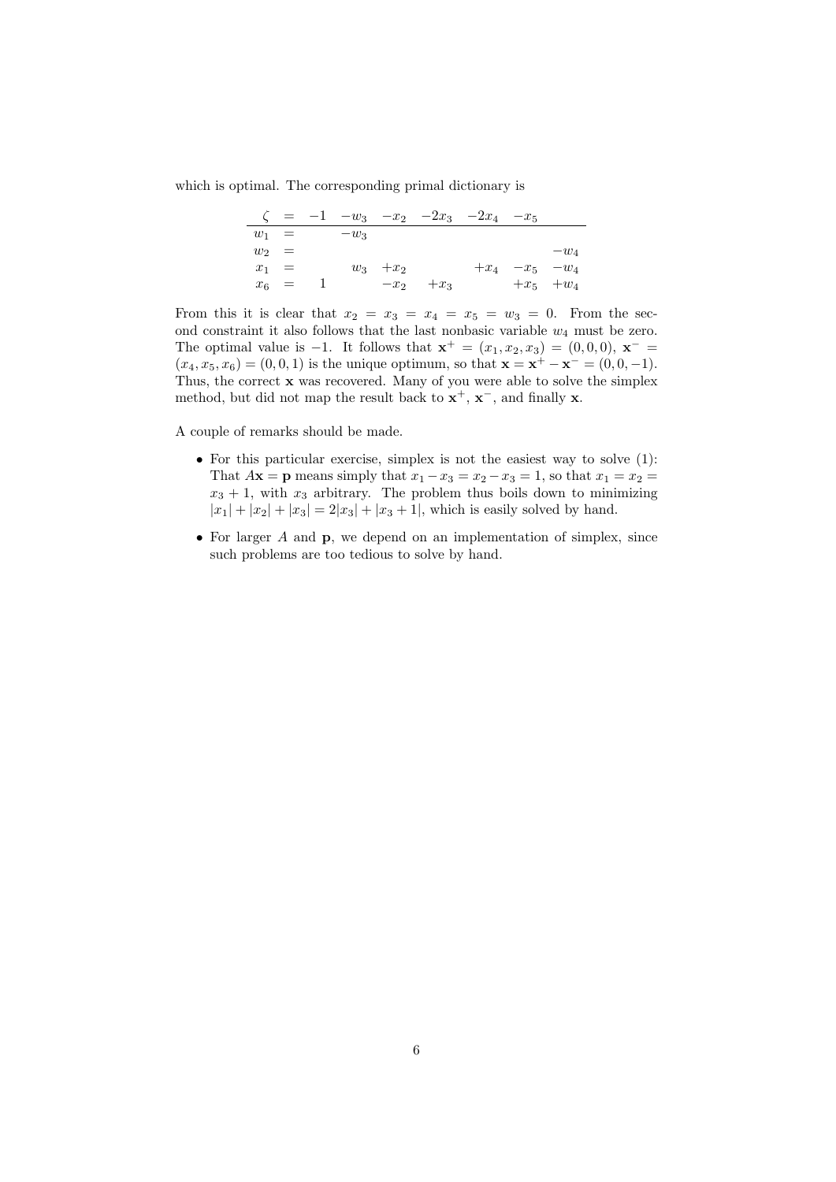which is optimal. The corresponding primal dictionary is

$$
\begin{array}{rcrrrrrrr}
\zeta & = & -1 & -w_3 & -x_2 & -2x_3 & -2x_4 & -x_5 & \\
\hline
w_1 & = & & -w_3 & & & & & \\
w_2 & = & & & & & & & -w_4 \\
x_1 & = & & w_3 & +x_2 & & +x_4 & -x_5 & -w_4 \\
x_6 & = & 1 & & -x_2 & +x_3 & & +x_5 & +w_4
\end{array}
$$

From this it is clear that $x_2 = x_3 = x_4 = x_5 = w_3 = 0$. From the second constraint it also follows that the last nonbasic variable $w_4$ must be zero. The optimal value is $-1$. It follows that $\mathbf{x}^+ = (x_1, x_2, x_3) = (0, 0, 0)$, $\mathbf{x}^- = (x_4, x_5, x_6) = (0, 0, 1)$ is the unique optimum, so that $\mathbf{x} = \mathbf{x}^+ - \mathbf{x}^- = (0, 0, -1)$. Thus, the correct $\mathbf{x}$ was recovered. Many of you were able to solve the simplex method, but did not map the result back to $\mathbf{x}^+$, $\mathbf{x}^-$, and finally $\mathbf{x}$.

A couple of remarks should be made.

- For this particular exercise, simplex is not the easiest way to solve (1): That $A\mathbf{x} = \mathbf{p}$ means simply that $x_1 - x_3 = x_2 - x_3 = 1$, so that $x_1 = x_2 = x_3 + 1$, with $x_3$ arbitrary. The problem thus boils down to minimizing $|x_1| + |x_2| + |x_3| = 2|x_3| + |x_3 + 1|$, which is easily solved by hand.
- For larger $A$ and $\mathbf{p}$, we depend on an implementation of simplex, since such problems are too tedious to solve by hand.